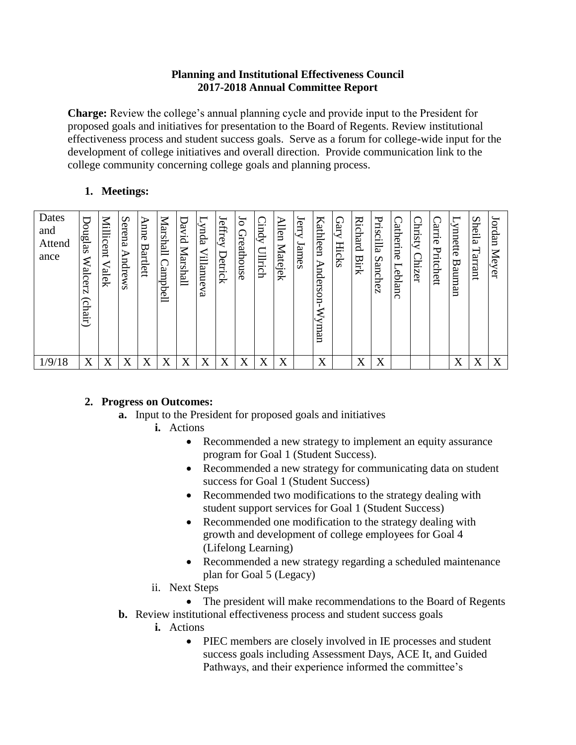**Planning and Institutional Effectiveness Council**
**2017-2018 Annual Committee Report**

**Charge:** Review the college's annual planning cycle and provide input to the President for proposed goals and initiatives for presentation to the Board of Regents. Review institutional effectiveness process and student success goals. Serve as a forum for college-wide input for the development of college initiatives and overall direction. Provide communication link to the college community concerning college goals and planning process.

1. **Meetings:**

| Dates and Attendance | Douglas Walcerz (chair) | Millicent Valek | Serena Andrews | Anne Bartlett | Marshall Campbell | David Marshall | Lynda Villanueva | Jeffrey Detrick | Jo Greathouse | Cindy Ullrich | Allen Matejek | Jerry James | Kathleen Anderson-Wyman | Gary Hicks | Richard Birk | Priscilla Sanchez | Catherine Leblanc | Christy Chizer | Carrie Pritchett | Lynnette Bauman | Sheila Tarrant | Jordan Meyer |
|---|---|---|---|---|---|---|---|---|---|---|---|---|---|---|---|---|---|---|---|---|---|---|
| 1/9/18 | X | X | X | X | X | X | X | X | X | X | X | | X | | X | X | | | | X | X | X |

2. **Progress on Outcomes:**
   - **a.** Input to the President for proposed goals and initiatives
     - **i.** Actions
       - Recommended a new strategy to implement an equity assurance program for Goal 1 (Student Success).
       - Recommended a new strategy for communicating data on student success for Goal 1 (Student Success)
       - Recommended two modifications to the strategy dealing with student support services for Goal 1 (Student Success)
       - Recommended one modification to the strategy dealing with growth and development of college employees for Goal 4 (Lifelong Learning)
       - Recommended a new strategy regarding a scheduled maintenance plan for Goal 5 (Legacy)
     - ii. Next Steps
       - The president will make recommendations to the Board of Regents
   - **b.** Review institutional effectiveness process and student success goals
     - **i.** Actions
       - PIEC members are closely involved in IE processes and student success goals including Assessment Days, ACE It, and Guided Pathways, and their experience informed the committee's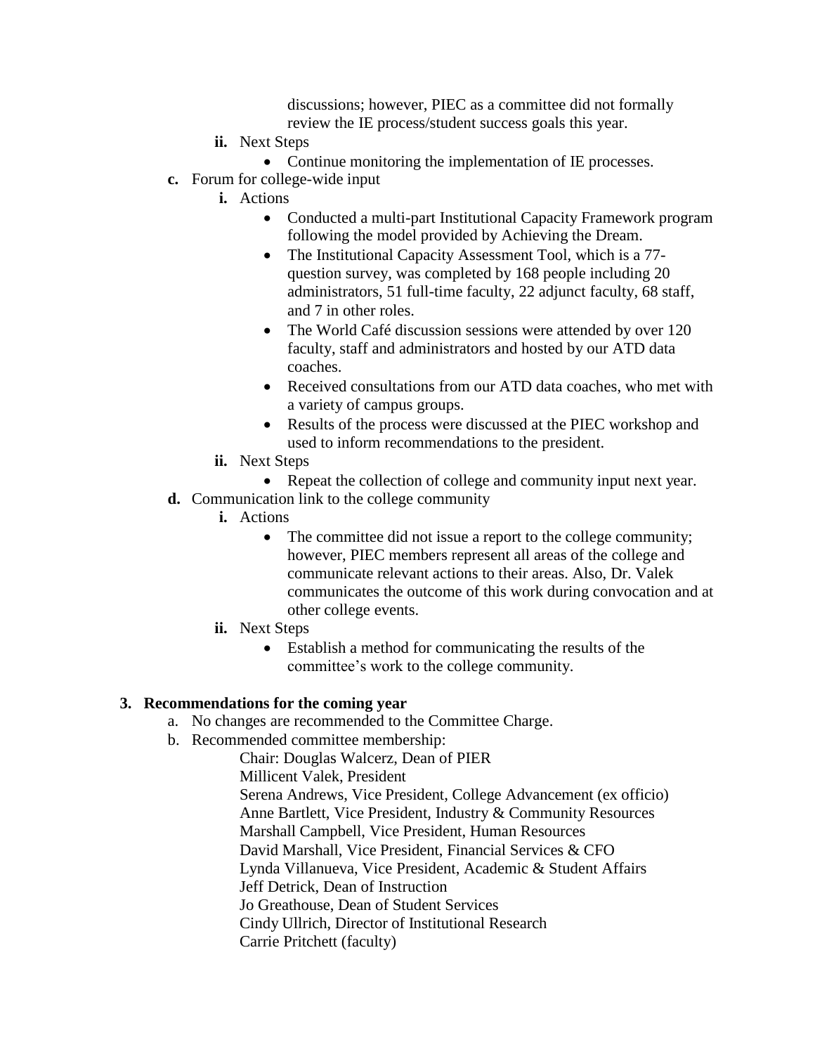discussions; however, PIEC as a committee did not formally review the IE process/student success goals this year.

- **ii.** Next Steps
  - Continue monitoring the implementation of IE processes.

**c.** Forum for college-wide input

- **i.** Actions
  - Conducted a multi-part Institutional Capacity Framework program following the model provided by Achieving the Dream.
  - The Institutional Capacity Assessment Tool, which is a 77-question survey, was completed by 168 people including 20 administrators, 51 full-time faculty, 22 adjunct faculty, 68 staff, and 7 in other roles.
  - The World Café discussion sessions were attended by over 120 faculty, staff and administrators and hosted by our ATD data coaches.
  - Received consultations from our ATD data coaches, who met with a variety of campus groups.
  - Results of the process were discussed at the PIEC workshop and used to inform recommendations to the president.
- **ii.** Next Steps
  - Repeat the collection of college and community input next year.

**d.** Communication link to the college community

- **i.** Actions
  - The committee did not issue a report to the college community; however, PIEC members represent all areas of the college and communicate relevant actions to their areas. Also, Dr. Valek communicates the outcome of this work during convocation and at other college events.
- **ii.** Next Steps
  - Establish a method for communicating the results of the committee's work to the college community.

**3. Recommendations for the coming year**

a. No changes are recommended to the Committee Charge.

b. Recommended committee membership:

Chair: Douglas Walcerz, Dean of PIER
Millicent Valek, President
Serena Andrews, Vice President, College Advancement (ex officio)
Anne Bartlett, Vice President, Industry & Community Resources
Marshall Campbell, Vice President, Human Resources
David Marshall, Vice President, Financial Services & CFO
Lynda Villanueva, Vice President, Academic & Student Affairs
Jeff Detrick, Dean of Instruction
Jo Greathouse, Dean of Student Services
Cindy Ullrich, Director of Institutional Research
Carrie Pritchett (faculty)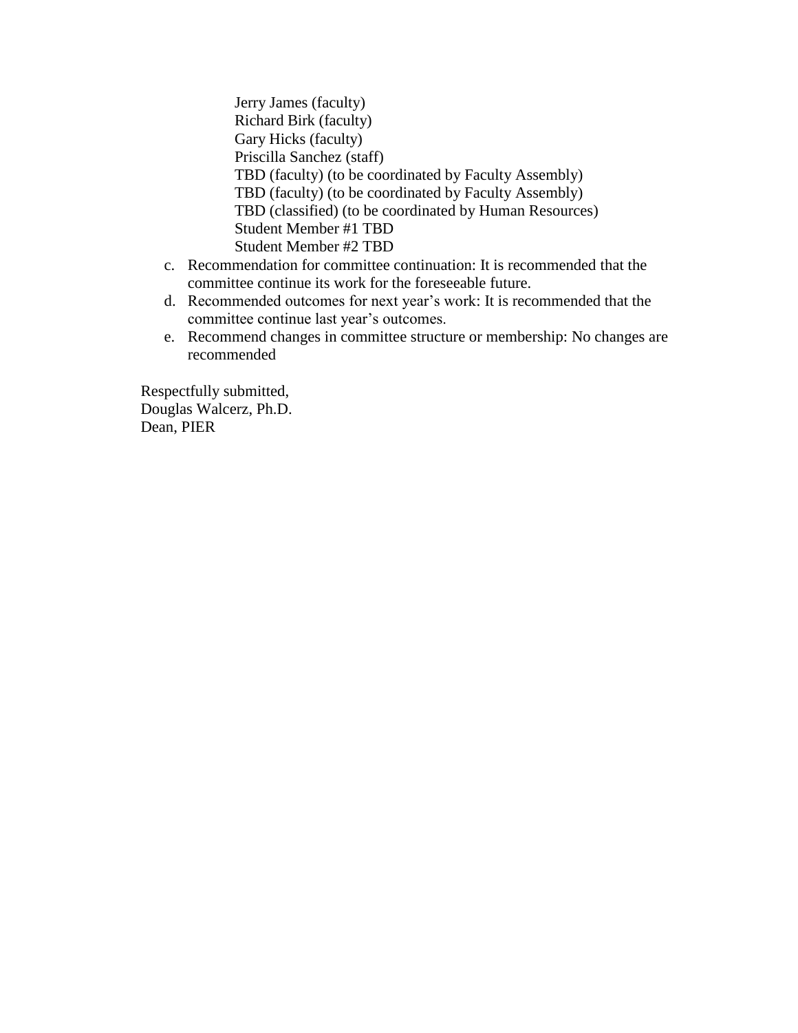Jerry James (faculty)
Richard Birk (faculty)
Gary Hicks (faculty)
Priscilla Sanchez (staff)
TBD (faculty) (to be coordinated by Faculty Assembly)
TBD (faculty) (to be coordinated by Faculty Assembly)
TBD (classified) (to be coordinated by Human Resources)
Student Member #1 TBD
Student Member #2 TBD

c. Recommendation for committee continuation: It is recommended that the committee continue its work for the foreseeable future.
d. Recommended outcomes for next year's work: It is recommended that the committee continue last year's outcomes.
e. Recommend changes in committee structure or membership: No changes are recommended

Respectfully submitted,
Douglas Walcerz, Ph.D.
Dean, PIER